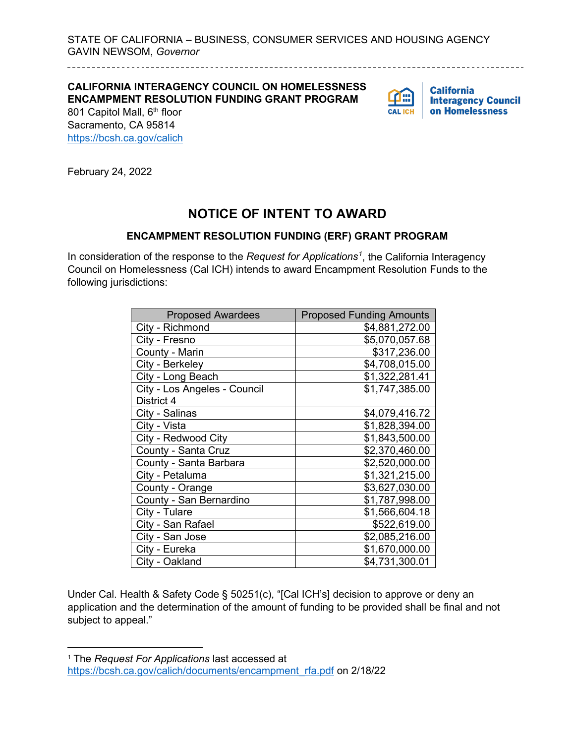STATE OF CALIFORNIA – BUSINESS, CONSUMER SERVICES AND HOUSING AGENCY
GAVIN NEWSOM, *Governor*

**CALIFORNIA INTERAGENCY COUNCIL ON HOMELESSNESS**
**ENCAMPMENT RESOLUTION FUNDING GRANT PROGRAM**
801 Capitol Mall, 6th floor
Sacramento, CA 95814
https://bcsh.ca.gov/calich

February 24, 2022

# NOTICE OF INTENT TO AWARD

### ENCAMPMENT RESOLUTION FUNDING (ERF) GRANT PROGRAM

In consideration of the response to the *Request for Applications*[1], the California Interagency Council on Homelessness (Cal ICH) intends to award Encampment Resolution Funds to the following jurisdictions:

| Proposed Awardees | Proposed Funding Amounts |
|---|---:|
| City - Richmond | $4,881,272.00 |
| City - Fresno | $5,070,057.68 |
| County - Marin | $317,236.00 |
| City - Berkeley | $4,708,015.00 |
| City - Long Beach | $1,322,281.41 |
| City - Los Angeles - Council District 4 | $1,747,385.00 |
| City - Salinas | $4,079,416.72 |
| City - Vista | $1,828,394.00 |
| City - Redwood City | $1,843,500.00 |
| County - Santa Cruz | $2,370,460.00 |
| County - Santa Barbara | $2,520,000.00 |
| City - Petaluma | $1,321,215.00 |
| County - Orange | $3,627,030.00 |
| County - San Bernardino | $1,787,998.00 |
| City - Tulare | $1,566,604.18 |
| City - San Rafael | $522,619.00 |
| City - San Jose | $2,085,216.00 |
| City - Eureka | $1,670,000.00 |
| City - Oakland | $4,731,300.01 |

Under Cal. Health & Safety Code § 50251(c), "[Cal ICH's] decision to approve or deny an application and the determination of the amount of funding to be provided shall be final and not subject to appeal."

[1] The *Request For Applications* last accessed at https://bcsh.ca.gov/calich/documents/encampment_rfa.pdf on 2/18/22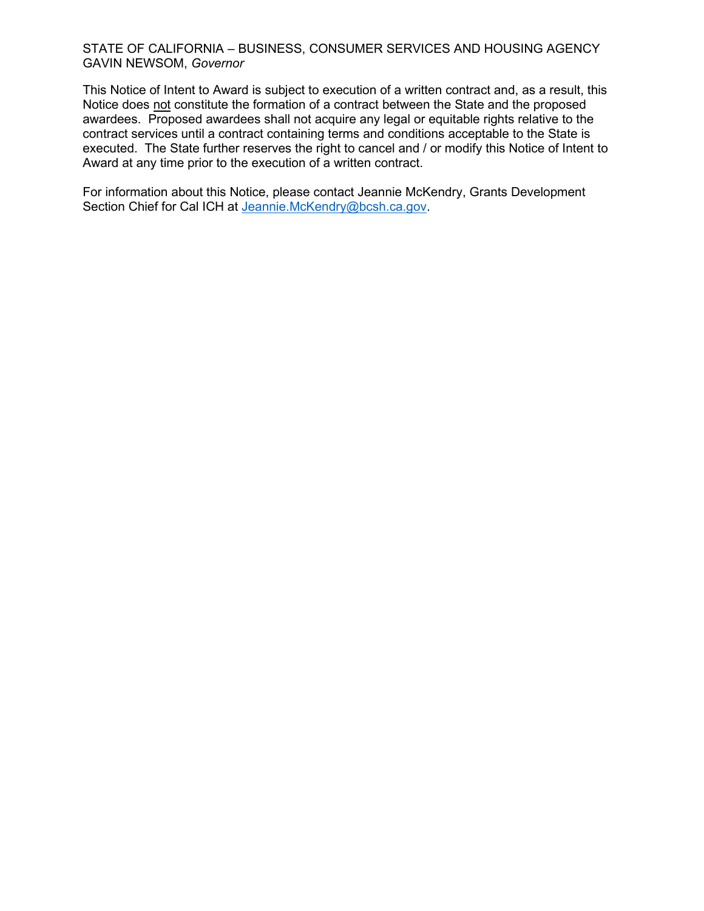STATE OF CALIFORNIA – BUSINESS, CONSUMER SERVICES AND HOUSING AGENCY
GAVIN NEWSOM, *Governor*

This Notice of Intent to Award is subject to execution of a written contract and, as a result, this Notice does not constitute the formation of a contract between the State and the proposed awardees. Proposed awardees shall not acquire any legal or equitable rights relative to the contract services until a contract containing terms and conditions acceptable to the State is executed. The State further reserves the right to cancel and / or modify this Notice of Intent to Award at any time prior to the execution of a written contract.

For information about this Notice, please contact Jeannie McKendry, Grants Development Section Chief for Cal ICH at [Jeannie.McKendry@bcsh.ca.gov](mailto:Jeannie.McKendry@bcsh.ca.gov).